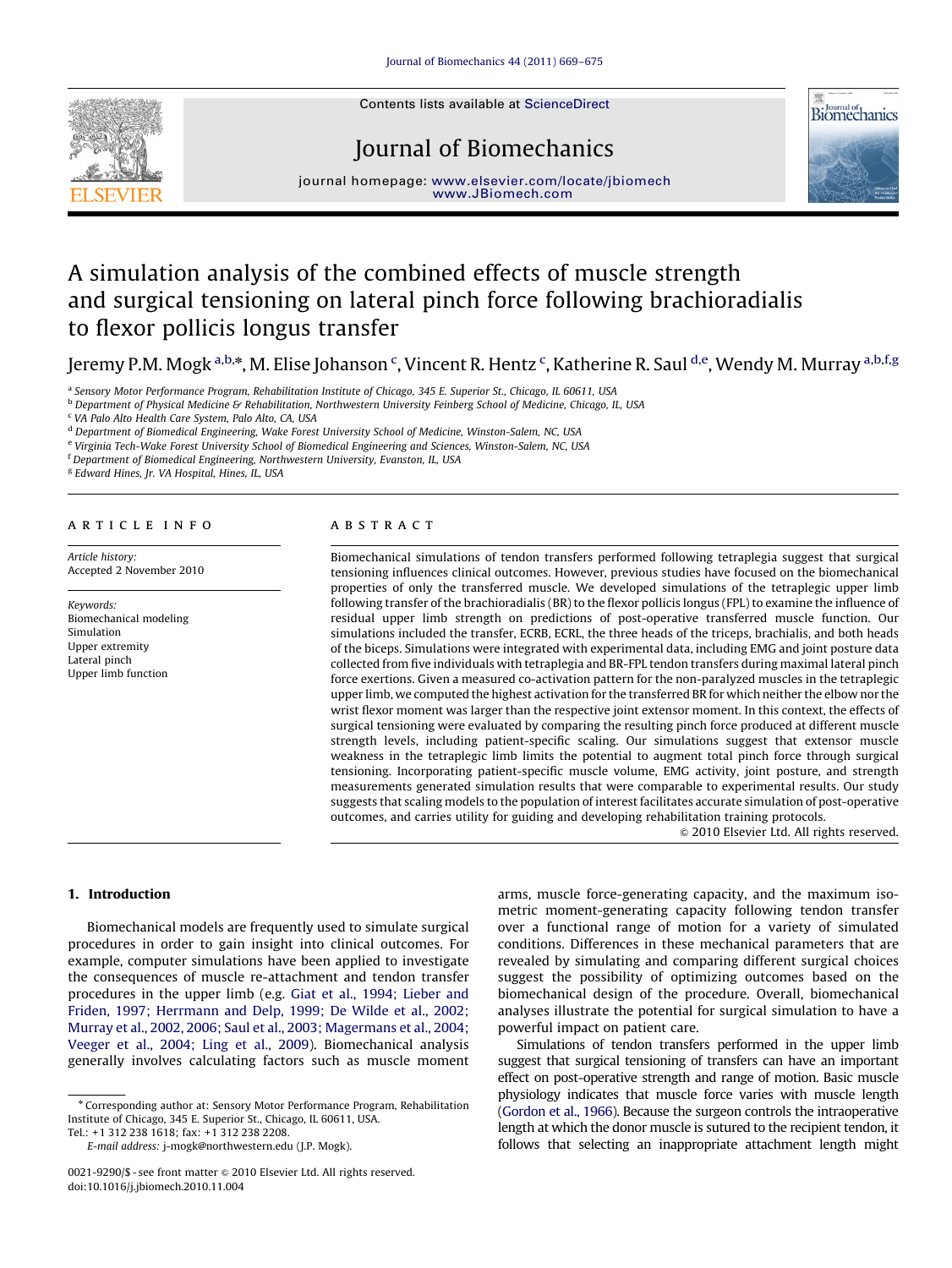# A simulation analysis of the combined effects of muscle strength and surgical tensioning on lateral pinch force following brachioradialis to flexor pollicis longus transfer

Jeremy P.M. Mogk [a,b,*], M. Elise Johanson [c], Vincent R. Hentz [c], Katherine R. Saul [d,e], Wendy M. Murray [a,b,f,g]

[a] Sensory Motor Performance Program, Rehabilitation Institute of Chicago, 345 E. Superior St., Chicago, IL 60611, USA
[b] Department of Physical Medicine & Rehabilitation, Northwestern University Feinberg School of Medicine, Chicago, IL, USA
[c] VA Palo Alto Health Care System, Palo Alto, CA, USA
[d] Department of Biomedical Engineering, Wake Forest University School of Medicine, Winston-Salem, NC, USA
[e] Virginia Tech-Wake Forest University School of Biomedical Engineering and Sciences, Winston-Salem, NC, USA
[f] Department of Biomedical Engineering, Northwestern University, Evanston, IL, USA
[g] Edward Hines, Jr. VA Hospital, Hines, IL, USA

ARTICLE INFO

*Article history:*
Accepted 2 November 2010

*Keywords:*
Biomechanical modeling
Simulation
Upper extremity
Lateral pinch
Upper limb function

ABSTRACT

Biomechanical simulations of tendon transfers performed following tetraplegia suggest that surgical tensioning influences clinical outcomes. However, previous studies have focused on the biomechanical properties of only the transferred muscle. We developed simulations of the tetraplegic upper limb following transfer of the brachioradialis (BR) to the flexor pollicis longus (FPL) to examine the influence of residual upper limb strength on predictions of post-operative transferred muscle function. Our simulations included the transfer, ECRB, ECRL, the three heads of the triceps, brachialis, and both heads of the biceps. Simulations were integrated with experimental data, including EMG and joint posture data collected from five individuals with tetraplegia and BR-FPL tendon transfers during maximal lateral pinch force exertions. Given a measured co-activation pattern for the non-paralyzed muscles in the tetraplegic upper limb, we computed the highest activation for the transferred BR for which neither the elbow nor the wrist flexor moment was larger than the respective joint extensor moment. In this context, the effects of surgical tensioning were evaluated by comparing the resulting pinch force produced at different muscle strength levels, including patient-specific scaling. Our simulations suggest that extensor muscle weakness in the tetraplegic limb limits the potential to augment total pinch force through surgical tensioning. Incorporating patient-specific muscle volume, EMG activity, joint posture, and strength measurements generated simulation results that were comparable to experimental results. Our study suggests that scaling models to the population of interest facilitates accurate simulation of post-operative outcomes, and carries utility for guiding and developing rehabilitation training protocols.

© 2010 Elsevier Ltd. All rights reserved.

## 1. Introduction

Biomechanical models are frequently used to simulate surgical procedures in order to gain insight into clinical outcomes. For example, computer simulations have been applied to investigate the consequences of muscle re-attachment and tendon transfer procedures in the upper limb (e.g. Giat et al., 1994; Lieber and Friden, 1997; Herrmann and Delp, 1999; De Wilde et al., 2002; Murray et al., 2002, 2006; Saul et al., 2003; Magermans et al., 2004; Veeger et al., 2004; Ling et al., 2009). Biomechanical analysis generally involves calculating factors such as muscle moment arms, muscle force-generating capacity, and the maximum isometric moment-generating capacity following tendon transfer over a functional range of motion for a variety of simulated conditions. Differences in these mechanical parameters that are revealed by simulating and comparing different surgical choices suggest the possibility of optimizing outcomes based on the biomechanical design of the procedure. Overall, biomechanical analyses illustrate the potential for surgical simulation to have a powerful impact on patient care.

Simulations of tendon transfers performed in the upper limb suggest that surgical tensioning of transfers can have an important effect on post-operative strength and range of motion. Basic muscle physiology indicates that muscle force varies with muscle length (Gordon et al., 1966). Because the surgeon controls the intraoperative length at which the donor muscle is sutured to the recipient tendon, it follows that selecting an inappropriate attachment length might

* Corresponding author at: Sensory Motor Performance Program, Rehabilitation Institute of Chicago, 345 E. Superior St., Chicago, IL 60611, USA. Tel.: +1 312 238 1618; fax: +1 312 238 2208.
*E-mail address:* j-mogk@northwestern.edu (J.P. Mogk).

0021-9290/$ - see front matter © 2010 Elsevier Ltd. All rights reserved.
doi:10.1016/j.jbiomech.2010.11.004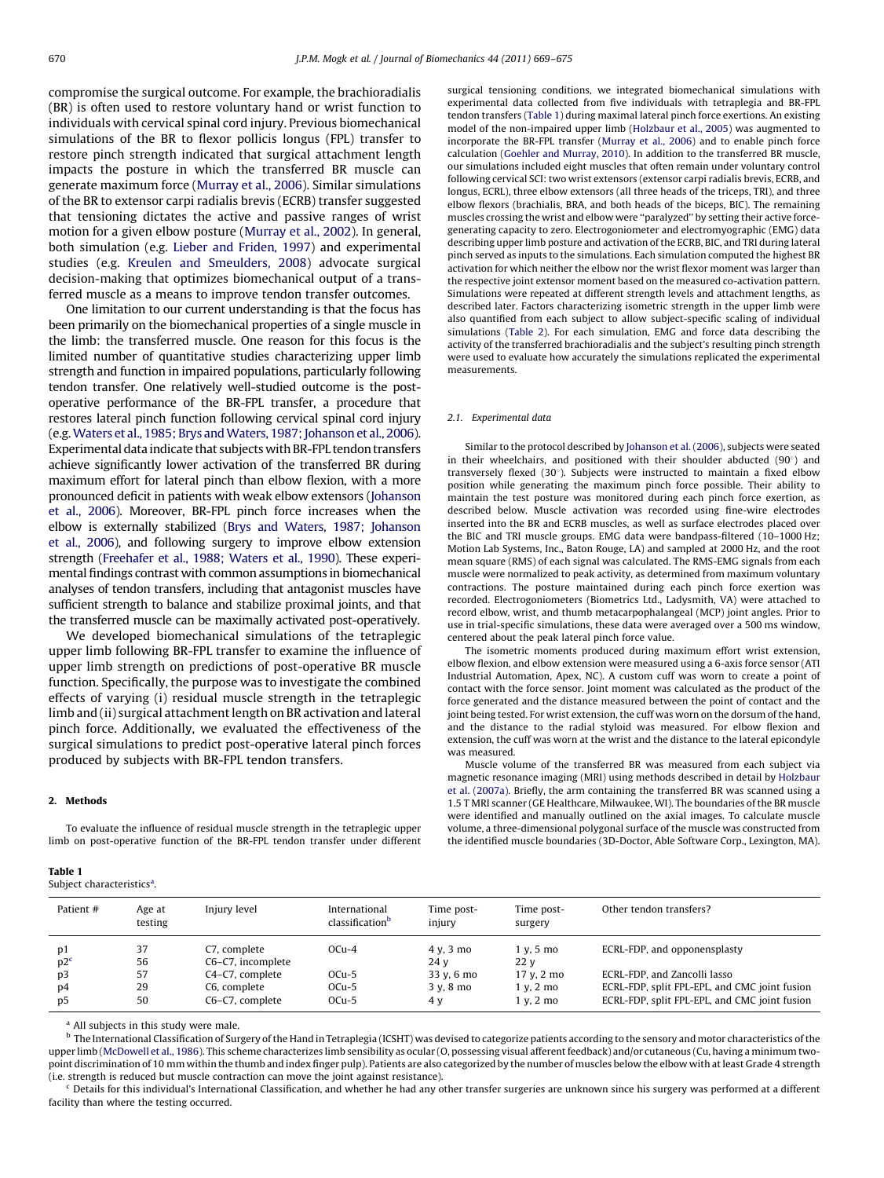compromise the surgical outcome. For example, the brachioradialis (BR) is often used to restore voluntary hand or wrist function to individuals with cervical spinal cord injury. Previous biomechanical simulations of the BR to flexor pollicis longus (FPL) transfer to restore pinch strength indicated that surgical attachment length impacts the posture in which the transferred BR muscle can generate maximum force (Murray et al., 2006). Similar simulations of the BR to extensor carpi radialis brevis (ECRB) transfer suggested that tensioning dictates the active and passive ranges of wrist motion for a given elbow posture (Murray et al., 2002). In general, both simulation (e.g. Lieber and Friden, 1997) and experimental studies (e.g. Kreulen and Smeulders, 2008) advocate surgical decision-making that optimizes biomechanical output of a transferred muscle as a means to improve tendon transfer outcomes.

One limitation to our current understanding is that the focus has been primarily on the biomechanical properties of a single muscle in the limb: the transferred muscle. One reason for this focus is the limited number of quantitative studies characterizing upper limb strength and function in impaired populations, particularly following tendon transfer. One relatively well-studied outcome is the post-operative performance of the BR-FPL transfer, a procedure that restores lateral pinch function following cervical spinal cord injury (e.g. Waters et al., 1985; Brys and Waters, 1987; Johanson et al., 2006). Experimental data indicate that subjects with BR-FPL tendon transfers achieve significantly lower activation of the transferred BR during maximum effort for lateral pinch than elbow flexion, with a more pronounced deficit in patients with weak elbow extensors (Johanson et al., 2006). Moreover, BR-FPL pinch force increases when the elbow is externally stabilized (Brys and Waters, 1987; Johanson et al., 2006), and following surgery to improve elbow extension strength (Freehafer et al., 1988; Waters et al., 1990). These experimental findings contrast with common assumptions in biomechanical analyses of tendon transfers, including that antagonist muscles have sufficient strength to balance and stabilize proximal joints, and that the transferred muscle can be maximally activated post-operatively.

We developed biomechanical simulations of the tetraplegic upper limb following BR-FPL transfer to examine the influence of upper limb strength on predictions of post-operative BR muscle function. Specifically, the purpose was to investigate the combined effects of varying (i) residual muscle strength in the tetraplegic limb and (ii) surgical attachment length on BR activation and lateral pinch force. Additionally, we evaluated the effectiveness of the surgical simulations to predict post-operative lateral pinch forces produced by subjects with BR-FPL tendon transfers.

## 2. Methods

To evaluate the influence of residual muscle strength in the tetraplegic upper limb on post-operative function of the BR-FPL tendon transfer under different surgical tensioning conditions, we integrated biomechanical simulations with experimental data collected from five individuals with tetraplegia and BR-FPL tendon transfers (Table 1) during maximal lateral pinch force exertions. An existing model of the non-impaired upper limb (Holzbaur et al., 2005) was augmented to incorporate the BR-FPL transfer (Murray et al., 2006) and to enable pinch force calculation (Goehler and Murray, 2010). In addition to the transferred BR muscle, our simulations included eight muscles that often remain under voluntary control following cervical SCI: two wrist extensors (extensor carpi radialis brevis, ECRB, and longus, ECRL), three elbow extensors (all three heads of the triceps, TRI), and three elbow flexors (brachialis, BRA, and both heads of the biceps, BIC). The remaining muscles crossing the wrist and elbow were "paralyzed" by setting their active force-generating capacity to zero. Electrogoniometer and electromyographic (EMG) data describing upper limb posture and activation of the ECRB, BIC, and TRI during lateral pinch served as inputs to the simulations. Each simulation computed the highest BR activation for which neither the elbow nor the wrist flexor moment was larger than the respective joint extensor moment based on the measured co-activation pattern. Simulations were repeated at different strength levels and attachment lengths, as described later. Factors characterizing isometric strength in the upper limb were also quantified from each subject to allow subject-specific scaling of individual simulations (Table 2). For each simulation, EMG and force data describing the activity of the transferred brachioradialis and the subject's resulting pinch strength were used to evaluate how accurately the simulations replicated the experimental measurements.

### 2.1. Experimental data

Similar to the protocol described by Johanson et al. (2006), subjects were seated in their wheelchairs, and positioned with their shoulder abducted (90°) and transversely flexed (30°). Subjects were instructed to maintain a fixed elbow position while generating the maximum pinch force possible. Their ability to maintain the test posture was monitored during each pinch force exertion, as described below. Muscle activation was recorded using fine-wire electrodes inserted into the BR and ECRB muscles, as well as surface electrodes placed over the BIC and TRI muscle groups. EMG data were bandpass-filtered (10–1000 Hz; Motion Lab Systems, Inc., Baton Rouge, LA) and sampled at 2000 Hz, and the root mean square (RMS) of each signal was calculated. The RMS-EMG signals from each muscle were normalized to peak activity, as determined from maximum voluntary contractions. The posture maintained during each pinch force exertion was recorded. Electrogoniometers (Biometrics Ltd., Ladysmith, VA) were attached to record elbow, wrist, and thumb metacarpophalangeal (MCP) joint angles. Prior to use in trial-specific simulations, these data were averaged over a 500 ms window, centered about the peak lateral pinch force value.

The isometric moments produced during maximum effort wrist extension, elbow flexion, and elbow extension were measured using a 6-axis force sensor (ATI Industrial Automation, Apex, NC). A custom cuff was worn to create a point of contact with the force sensor. Joint moment was calculated as the product of the force generated and the distance measured between the point of contact and the joint being tested. For wrist extension, the cuff was worn on the dorsum of the hand, and the distance to the radial styloid was measured. For elbow flexion and extension, the cuff was worn at the wrist and the distance to the lateral epicondyle was measured.

Muscle volume of the transferred BR was measured from each subject via magnetic resonance imaging (MRI) using methods described in detail by Holzbaur et al. (2007a). Briefly, the arm containing the transferred BR was scanned using a 1.5 T MRI scanner (GE Healthcare, Milwaukee, WI). The boundaries of the BR muscle were identified and manually outlined on the axial images. To calculate muscle volume, a three-dimensional polygonal surface of the muscle was constructed from the identified muscle boundaries (3D-Doctor, Able Software Corp., Lexington, MA).

**Table 1**
Subject characteristics[a].

| Patient # | Age at testing | Injury level | International classification[b] | Time post-injury | Time post-surgery | Other tendon transfers? |
|---|---|---|---|---|---|---|
| p1 | 37 | C7, complete | OCu-4 | 4 y, 3 mo | 1 y, 5 mo | ECRL-FDP, and opponensplasty |
| p2[c] | 56 | C6–C7, incomplete | | 24 y | 22 y | |
| p3 | 57 | C4–C7, complete | OCu-5 | 33 y, 6 mo | 17 y, 2 mo | ECRL-FDP, and Zancolli lasso |
| p4 | 29 | C6, complete | OCu-5 | 3 y, 8 mo | 1 y, 2 mo | ECRL-FDP, split FPL-EPL, and CMC joint fusion |
| p5 | 50 | C6–C7, complete | OCu-5 | 4 y | 1 y, 2 mo | ECRL-FDP, split FPL-EPL, and CMC joint fusion |

[a] All subjects in this study were male.

[b] The International Classification of Surgery of the Hand in Tetraplegia (ICSHT) was devised to categorize patients according to the sensory and motor characteristics of the upper limb (McDowell et al., 1986). This scheme characterizes limb sensibility as ocular (O, possessing visual afferent feedback) and/or cutaneous (Cu, having a minimum two-point discrimination of 10 mm within the thumb and index finger pulp). Patients are also categorized by the number of muscles below the elbow with at least Grade 4 strength (i.e. strength is reduced but muscle contraction can move the joint against resistance).

[c] Details for this individual's International Classification, and whether he had any other transfer surgeries are unknown since his surgery was performed at a different facility than where the testing occurred.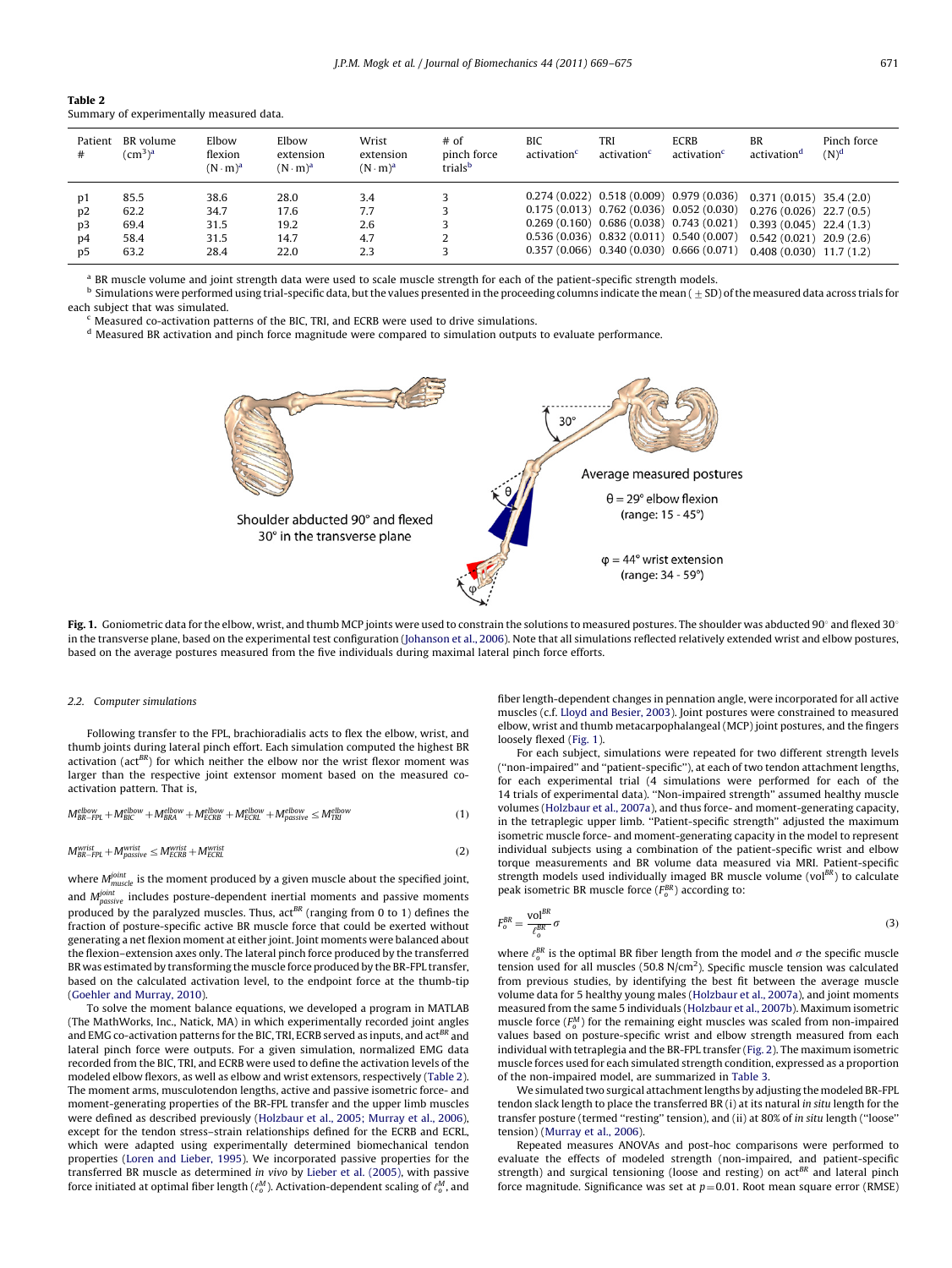**Table 2**
Summary of experimentally measured data.

| Patient # | BR volume (cm$^3$)[a] | Elbow flexion (N·m)[a] | Elbow extension (N·m)[a] | Wrist extension (N·m)[a] | # of pinch force trials[b] | BIC activation[c] | TRI activation[c] | ECRB activation[c] | BR activation[d] | Pinch force (N)[d] |
|---|---|---|---|---|---|---|---|---|---|---|
| p1 | 85.5 | 38.6 | 28.0 | 3.4 | 3 | 0.274 (0.022) | 0.518 (0.009) | 0.979 (0.036) | 0.371 (0.015) | 35.4 (2.0) |
| p2 | 62.2 | 34.7 | 17.6 | 7.7 | 3 | 0.175 (0.013) | 0.762 (0.036) | 0.052 (0.030) | 0.276 (0.026) | 22.7 (0.5) |
| p3 | 69.4 | 31.5 | 19.2 | 2.6 | 3 | 0.269 (0.160) | 0.686 (0.038) | 0.743 (0.021) | 0.393 (0.045) | 22.4 (1.3) |
| p4 | 58.4 | 31.5 | 14.7 | 4.7 | 2 | 0.536 (0.036) | 0.832 (0.011) | 0.540 (0.007) | 0.542 (0.021) | 20.9 (2.6) |
| p5 | 63.2 | 28.4 | 22.0 | 2.3 | 3 | 0.357 (0.066) | 0.340 (0.030) | 0.666 (0.071) | 0.408 (0.030) | 11.7 (1.2) |

[a] BR muscle volume and joint strength data were used to scale muscle strength for each of the patient-specific strength models.
[b] Simulations were performed using trial-specific data, but the values presented in the proceeding columns indicate the mean (±SD) of the measured data across trials for each subject that was simulated.
[c] Measured co-activation patterns of the BIC, TRI, and ECRB were used to drive simulations.
[d] Measured BR activation and pinch force magnitude were compared to simulation outputs to evaluate performance.

Shoulder abducted 90° and flexed 30° in the transverse plane

30°

θ

Average measured postures

θ = 29° elbow flexion (range: 15 - 45°)

φ = 44° wrist extension (range: 34 - 59°)

φ

**Fig. 1.** Goniometric data for the elbow, wrist, and thumb MCP joints were used to constrain the solutions to measured postures. The shoulder was abducted 90° and flexed 30° in the transverse plane, based on the experimental test configuration (Johanson et al., 2006). Note that all simulations reflected relatively extended wrist and elbow postures, based on the average postures measured from the five individuals during maximal lateral pinch force efforts.

### 2.2. Computer simulations

Following transfer to the FPL, brachioradialis acts to flex the elbow, wrist, and thumb joints during lateral pinch effort. Each simulation computed the highest BR activation (act$^{BR}$) for which neither the elbow nor the wrist flexor moment was larger than the respective joint extensor moment based on the measured co-activation pattern. That is,

$$M_{BR-FPL}^{elbow}+M_{BIC}^{elbow}+M_{BRA}^{elbow}+M_{ECRB}^{elbow}+M_{ECRL}^{elbow}+M_{passive}^{elbow}\le M_{TRI}^{elbow} \quad (1)$$

$$M_{BR-FPL}^{wrist}+M_{passive}^{wrist}\le M_{ECRB}^{wrist}+M_{ECRL}^{wrist} \quad (2)$$

where $M_{muscle}^{joint}$ is the moment produced by a given muscle about the specified joint, and $M_{passive}^{joint}$ includes posture-dependent inertial moments and passive moments produced by the paralyzed muscles. Thus, act$^{BR}$ (ranging from 0 to 1) defines the fraction of posture-specific active BR muscle force that could be exerted without generating a net flexion moment at either joint. Joint moments were balanced about the flexion–extension axes only. The lateral pinch force produced by the transferred BR was estimated by transforming the muscle force produced by the BR-FPL transfer, based on the calculated activation level, to the endpoint force at the thumb-tip (Goehler and Murray, 2010).

To solve the moment balance equations, we developed a program in MATLAB (The MathWorks, Inc., Natick, MA) in which experimentally recorded joint angles and EMG co-activation patterns for the BIC, TRI, ECRB served as inputs, and act$^{BR}$ and lateral pinch force were outputs. For a given simulation, normalized EMG data recorded from the BIC, TRI, and ECRB were used to define the activation levels of the modeled elbow flexors, as well as elbow and wrist extensors, respectively (Table 2). The moment arms, musculotendon lengths, active and passive isometric force- and moment-generating properties of the BR-FPL transfer and the upper limb muscles were defined as described previously (Holzbaur et al., 2005; Murray et al., 2006), except for the tendon stress–strain relationships defined for the ECRB and ECRL, which were adapted using experimentally determined biomechanical tendon properties (Loren and Lieber, 1995). We incorporated passive properties for the transferred BR muscle as determined *in vivo* by Lieber et al. (2005), with passive force initiated at optimal fiber length ($\ell_o^M$). Activation-dependent scaling of $\ell_o^M$, and fiber length-dependent changes in pennation angle, were incorporated for all active muscles (c.f. Lloyd and Besier, 2003). Joint postures were constrained to measured elbow, wrist and thumb metacarpophalangeal (MCP) joint postures, and the fingers loosely flexed (Fig. 1).

For each subject, simulations were repeated for two different strength levels (''non-impaired'' and ''patient-specific''), at each of two tendon attachment lengths, for each experimental trial (4 simulations were performed for each of the 14 trials of experimental data). ''Non-impaired strength'' assumed healthy muscle volumes (Holzbaur et al., 2007a), and thus force- and moment-generating capacity, in the tetraplegic upper limb. ''Patient-specific strength'' adjusted the maximum isometric muscle force- and moment-generating capacity in the model to represent individual subjects using a combination of the patient-specific wrist and elbow torque measurements and BR volume data measured via MRI. Patient-specific strength models used individually imaged BR muscle volume (vol$^{BR}$) to calculate peak isometric BR muscle force ($F_o^{BR}$) according to:

$$F_o^{BR}=\frac{\text{vol}^{BR}}{\ell_o^{BR}}\sigma \quad (3)$$

where $\ell_o^{BR}$ is the optimal BR fiber length from the model and $\sigma$ the specific muscle tension used for all muscles (50.8 N/cm$^2$). Specific muscle tension was calculated from previous studies, by identifying the best fit between the average muscle volume data for 5 healthy young males (Holzbaur et al., 2007a), and joint moments measured from the same 5 individuals (Holzbaur et al., 2007b). Maximum isometric muscle force ($F_o^M$) for the remaining eight muscles was scaled from non-impaired values based on posture-specific wrist and elbow strength measured from each individual with tetraplegia and the BR-FPL transfer (Fig. 2). The maximum isometric muscle forces used for each simulated strength condition, expressed as a proportion of the non-impaired model, are summarized in Table 3.

We simulated two surgical attachment lengths by adjusting the modeled BR-FPL tendon slack length to place the transferred BR (i) at its natural *in situ* length for the transfer posture (termed ''resting'' tension), and (ii) at 80% of *in situ* length (''loose'' tension) (Murray et al., 2006).

Repeated measures ANOVAs and post-hoc comparisons were performed to evaluate the effects of modeled strength (non-impaired, and patient-specific strength) and surgical tensioning (loose and resting) on act$^{BR}$ and lateral pinch force magnitude. Significance was set at $p=0.01$. Root mean square error (RMSE)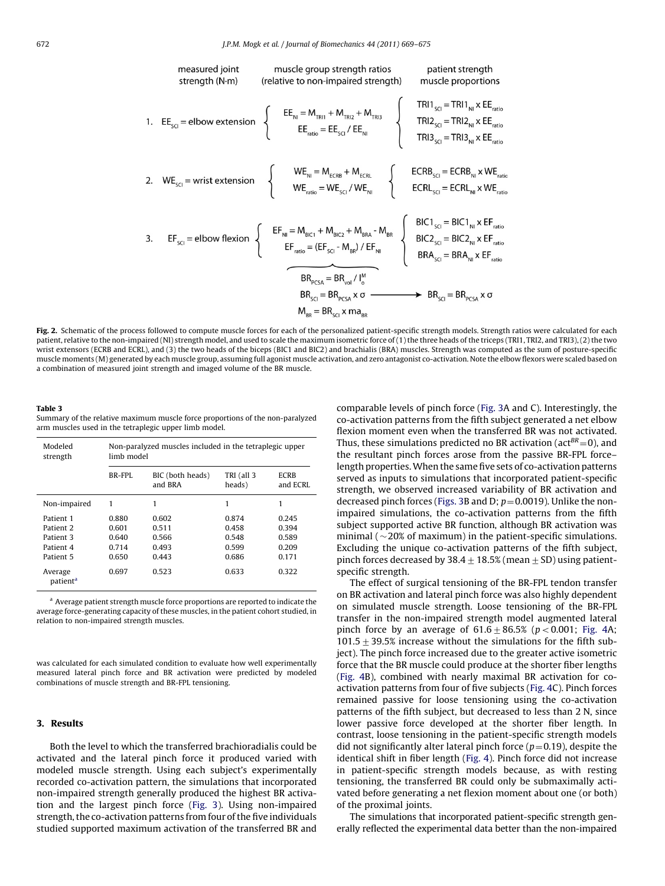measured joint strength (N·m) | muscle group strength ratios (relative to non-impaired strength) | patient strength muscle proportions

1. $EE_{SCI}$ = elbow extension

$$\begin{cases} EE_{NI} = M_{TRI1} + M_{TRI2} + M_{TRI3} \\ EE_{ratio} = EE_{SCI} / EE_{NI} \end{cases} \quad \begin{cases} TRI1_{SCI} = TRI1_{NI} \times EE_{ratio} \\ TRI2_{SCI} = TRI2_{NI} \times EE_{ratio} \\ TRI3_{SCI} = TRI3_{NI} \times EE_{ratio} \end{cases}$$

2. $WE_{SCI}$ = wrist extension

$$\begin{cases} WE_{NI} = M_{ECRB} + M_{ECRL} \\ WE_{ratio} = WE_{SCI} / WE_{NI} \end{cases} \quad \begin{cases} ECRB_{SCI} = ECRB_{NI} \times WE_{ratio} \\ ECRL_{SCI} = ECRL_{NI} \times WE_{ratio} \end{cases}$$

3. $EF_{SCI}$ = elbow flexion

$$\begin{cases} EF_{NI} = M_{BIC1} + M_{BIC2} + M_{BRA} - M_{BR} \\ EF_{ratio} = (EF_{SCI} - M_{BR}) / EF_{NI} \end{cases} \quad \begin{cases} BIC1_{SCI} = BIC1_{NI} \times EF_{ratio} \\ BIC2_{SCI} = BIC2_{NI} \times EF_{ratio} \\ BRA_{SCI} = BRA_{NI} \times EF_{ratio} \end{cases}$$

$$BR_{PCSA} = BR_{vol} / l_o^M$$
$$BR_{SCI} = BR_{PCSA} \times \sigma \longrightarrow BR_{SCI} = BR_{PCSA} \times \sigma$$
$$M_{BR} = BR_{SCI} \times ma_{BR}$$

**Fig. 2.** Schematic of the process followed to compute muscle forces for each of the personalized patient-specific strength models. Strength ratios were calculated for each patient, relative to the non-impaired (NI) strength model, and used to scale the maximum isometric force of (1) the three heads of the triceps (TRI1, TRI2, and TRI3), (2) the two wrist extensors (ECRB and ECRL), and (3) the two heads of the biceps (BIC1 and BIC2) and brachialis (BRA) muscles. Strength was computed as the sum of posture-specific muscle moments (M) generated by each muscle group, assuming full agonist muscle activation, and zero antagonist co-activation. Note the elbow flexors were scaled based on a combination of measured joint strength and imaged volume of the BR muscle.

**Table 3**
Summary of the relative maximum muscle force proportions of the non-paralyzed arm muscles used in the tetraplegic upper limb model.

| Modeled strength | Non-paralyzed muscles included in the tetraplegic upper limb model | | | |
|---|---|---|---|---|
| | BR-FPL | BIC (both heads) and BRA | TRI (all 3 heads) | ECRB and ECRL |
| Non-impaired | 1 | 1 | 1 | 1 |
| Patient 1 | 0.880 | 0.602 | 0.874 | 0.245 |
| Patient 2 | 0.601 | 0.511 | 0.458 | 0.394 |
| Patient 3 | 0.640 | 0.566 | 0.548 | 0.589 |
| Patient 4 | 0.714 | 0.493 | 0.599 | 0.209 |
| Patient 5 | 0.650 | 0.443 | 0.686 | 0.171 |
| Average patient[a] | 0.697 | 0.523 | 0.633 | 0.322 |

[a] Average patient strength muscle force proportions are reported to indicate the average force-generating capacity of these muscles, in the patient cohort studied, in relation to non-impaired strength muscles.

was calculated for each simulated condition to evaluate how well experimentally measured lateral pinch force and BR activation were predicted by modeled combinations of muscle strength and BR-FPL tensioning.

## 3. Results

Both the level to which the transferred brachioradialis could be activated and the lateral pinch force it produced varied with modeled muscle strength. Using each subject's experimentally recorded co-activation pattern, the simulations that incorporated non-impaired strength generally produced the highest BR activation and the largest pinch force (Fig. 3). Using non-impaired strength, the co-activation patterns from four of the five individuals studied supported maximum activation of the transferred BR and comparable levels of pinch force (Fig. 3A and C). Interestingly, the co-activation patterns from the fifth subject generated a net elbow flexion moment even when the transferred BR was not activated. Thus, these simulations predicted no BR activation ($act^{BR}=0$), and the resultant pinch forces arose from the passive BR-FPL force–length properties. When the same five sets of co-activation patterns served as inputs to simulations that incorporated patient-specific strength, we observed increased variability of BR activation and decreased pinch forces (Figs. 3B and D; $p=0.0019$). Unlike the non-impaired simulations, the co-activation patterns from the fifth subject supported active BR function, although BR activation was minimal (~20% of maximum) in the patient-specific simulations. Excluding the unique co-activation patterns of the fifth subject, pinch forces decreased by $38.4 \pm 18.5\%$ (mean ± SD) using patient-specific strength.

The effect of surgical tensioning of the BR-FPL tendon transfer on BR activation and lateral pinch force was also highly dependent on simulated muscle strength. Loose tensioning of the BR-FPL transfer in the non-impaired strength model augmented lateral pinch force by an average of $61.6 \pm 86.5\%$ ($p<0.001$; Fig. 4A; $101.5 \pm 39.5\%$ increase without the simulations for the fifth subject). The pinch force increased due to the greater active isometric force that the BR muscle could produce at the shorter fiber lengths (Fig. 4B), combined with nearly maximal BR activation for co-activation patterns from four of five subjects (Fig. 4C). Pinch forces remained passive for loose tensioning using the co-activation patterns of the fifth subject, but decreased to less than 2 N, since lower passive force developed at the shorter fiber length. In contrast, loose tensioning in the patient-specific strength models did not significantly alter lateral pinch force ($p=0.19$), despite the identical shift in fiber length (Fig. 4). Pinch force did not increase in patient-specific strength models because, as with resting tensioning, the transferred BR could only be submaximally activated before generating a net flexion moment about one (or both) of the proximal joints.

The simulations that incorporated patient-specific strength generally reflected the experimental data better than the non-impaired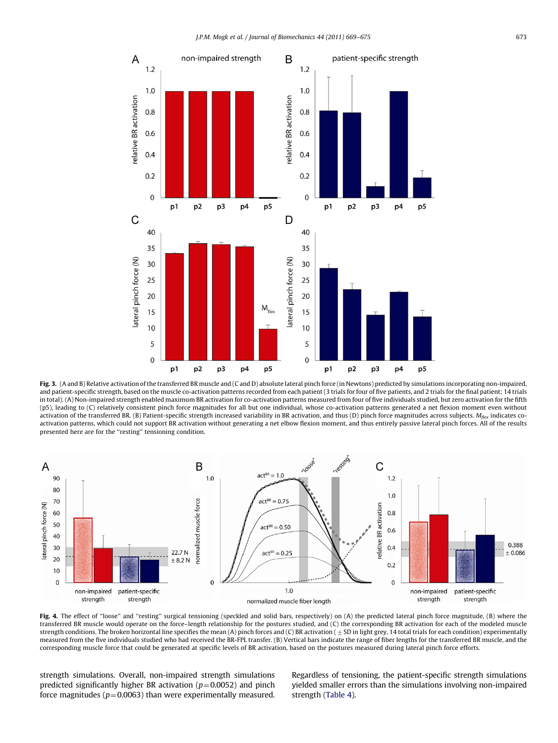**Fig. 3.** (A and B) Relative activation of the transferred BR muscle and (C and D) absolute lateral pinch force (in Newtons) predicted by simulations incorporating non-impaired, and patient-specific strength, based on the muscle co-activation patterns recorded from each patient (3 trials for four of five patients, and 2 trials for the final patient; 14 trials in total). (A) Non-impaired strength enabled maximum BR activation for co-activation patterns measured from four of five individuals studied, but zero activation for the fifth (p5), leading to (C) relatively consistent pinch force magnitudes for all but one individual, whose co-activation patterns generated a net flexion moment even without activation of the transferred BR. (B) Patient-specific strength increased variability in BR activation, and thus (D) pinch force magnitudes across subjects. $M_{flex}$ indicates co-activation patterns, which could not support BR activation without generating a net elbow flexion moment, and thus entirely passive lateral pinch forces. All of the results presented here are for the "resting" tensioning condition.

**Fig. 4.** The effect of "loose" and "resting" surgical tensioning (speckled and solid bars, respectively) on (A) the predicted lateral pinch force magnitude, (B) where the transferred BR muscle would operate on the force–length relationship for the postures studied, and (C) the corresponding BR activation for each of the modeled muscle strength conditions. The broken horizontal line specifies the mean (A) pinch forces and (C) BR activation ( ± SD in light grey, 14 total trials for each condition) experimentally measured from the five individuals studied who had received the BR-FPL transfer. (B) Vertical bars indicate the range of fiber lengths for the transferred BR muscle, and the corresponding muscle force that could be generated at specific levels of BR activation, based on the postures measured during lateral pinch force efforts.

strength simulations. Overall, non-impaired strength simulations predicted significantly higher BR activation ($p = 0.0052$) and pinch force magnitudes ($p = 0.0063$) than were experimentally measured. Regardless of tensioning, the patient-specific strength simulations yielded smaller errors than the simulations involving non-impaired strength (Table 4).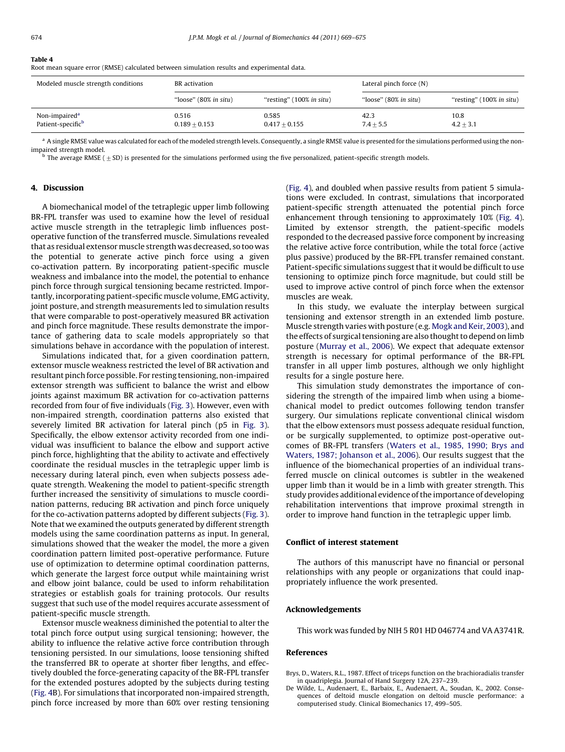**Table 4**
Root mean square error (RMSE) calculated between simulation results and experimental data.

| Modeled muscle strength conditions | BR activation | | Lateral pinch force (N) | |
|---|---|---|---|---|
| | "loose" (80% *in situ*) | "resting" (100% *in situ*) | "loose" (80% *in situ*) | "resting" (100% *in situ*) |
| Non-impaired[a] | 0.516 | 0.585 | 42.3 | 10.8 |
| Patient-specific[b] | $0.189 \pm 0.153$ | $0.417 \pm 0.155$ | $7.4 \pm 5.5$ | $4.2 \pm 3.1$ |

[a] A single RMSE value was calculated for each of the modeled strength levels. Consequently, a single RMSE value is presented for the simulations performed using the non-impaired strength model.

[b] The average RMSE ($\pm$ SD) is presented for the simulations performed using the five personalized, patient-specific strength models.

## 4. Discussion

A biomechanical model of the tetraplegic upper limb following BR-FPL transfer was used to examine how the level of residual active muscle strength in the tetraplegic limb influences post-operative function of the transferred muscle. Simulations revealed that as residual extensor muscle strength was decreased, so too was the potential to generate active pinch force using a given co-activation pattern. By incorporating patient-specific muscle weakness and imbalance into the model, the potential to enhance pinch force through surgical tensioning became restricted. Importantly, incorporating patient-specific muscle volume, EMG activity, joint posture, and strength measurements led to simulation results that were comparable to post-operatively measured BR activation and pinch force magnitude. These results demonstrate the importance of gathering data to scale models appropriately so that simulations behave in accordance with the population of interest.

Simulations indicated that, for a given coordination pattern, extensor muscle weakness restricted the level of BR activation and resultant pinch force possible. For resting tensioning, non-impaired extensor strength was sufficient to balance the wrist and elbow joints against maximum BR activation for co-activation patterns recorded from four of five individuals (Fig. 3). However, even with non-impaired strength, coordination patterns also existed that severely limited BR activation for lateral pinch (p5 in Fig. 3). Specifically, the elbow extensor activity recorded from one individual was insufficient to balance the elbow and support active pinch force, highlighting that the ability to activate and effectively coordinate the residual muscles in the tetraplegic upper limb is necessary during lateral pinch, even when subjects possess adequate strength. Weakening the model to patient-specific strength further increased the sensitivity of simulations to muscle coordination patterns, reducing BR activation and pinch force uniquely for the co-activation patterns adopted by different subjects (Fig. 3). Note that we examined the outputs generated by different strength models using the same coordination patterns as input. In general, simulations showed that the weaker the model, the more a given coordination pattern limited post-operative performance. Future use of optimization to determine optimal coordination patterns, which generate the largest force output while maintaining wrist and elbow joint balance, could be used to inform rehabilitation strategies or establish goals for training protocols. Our results suggest that such use of the model requires accurate assessment of patient-specific muscle strength.

Extensor muscle weakness diminished the potential to alter the total pinch force output using surgical tensioning; however, the ability to influence the relative active force contribution through tensioning persisted. In our simulations, loose tensioning shifted the transferred BR to operate at shorter fiber lengths, and effectively doubled the force-generating capacity of the BR-FPL transfer for the extended postures adopted by the subjects during testing (Fig. 4B). For simulations that incorporated non-impaired strength, pinch force increased by more than 60% over resting tensioning (Fig. 4), and doubled when passive results from patient 5 simulations were excluded. In contrast, simulations that incorporated patient-specific strength attenuated the potential pinch force enhancement through tensioning to approximately 10% (Fig. 4). Limited by extensor strength, the patient-specific models responded to the decreased passive force component by increasing the relative active force contribution, while the total force (active plus passive) produced by the BR-FPL transfer remained constant. Patient-specific simulations suggest that it would be difficult to use tensioning to optimize pinch force magnitude, but could still be used to improve active control of pinch force when the extensor muscles are weak.

In this study, we evaluate the interplay between surgical tensioning and extensor strength in an extended limb posture. Muscle strength varies with posture (e.g. Mogk and Keir, 2003), and the effects of surgical tensioning are also thought to depend on limb posture (Murray et al., 2006). We expect that adequate extensor strength is necessary for optimal performance of the BR-FPL transfer in all upper limb postures, although we only highlight results for a single posture here.

This simulation study demonstrates the importance of considering the strength of the impaired limb when using a biomechanical model to predict outcomes following tendon transfer surgery. Our simulations replicate conventional clinical wisdom that the elbow extensors must possess adequate residual function, or be surgically supplemented, to optimize post-operative outcomes of BR-FPL transfers (Waters et al., 1985, 1990; Brys and Waters, 1987; Johanson et al., 2006). Our results suggest that the influence of the biomechanical properties of an individual transferred muscle on clinical outcomes is subtler in the weakened upper limb than it would be in a limb with greater strength. This study provides additional evidence of the importance of developing rehabilitation interventions that improve proximal strength in order to improve hand function in the tetraplegic upper limb.

### Conflict of interest statement

The authors of this manuscript have no financial or personal relationships with any people or organizations that could inappropriately influence the work presented.

### Acknowledgements

This work was funded by NIH 5 R01 HD 046774 and VA A3741R.

### References

Brys, D., Waters, R.L., 1987. Effect of triceps function on the brachioradialis transfer in quadriplegia. Journal of Hand Surgery 12A, 237–239.

De Wilde, L., Audenaert, E., Barbaix, E., Audenaert, A., Soudan, K., 2002. Consequences of deltoid muscle elongation on deltoid muscle performance: a computerised study. Clinical Biomechanics 17, 499–505.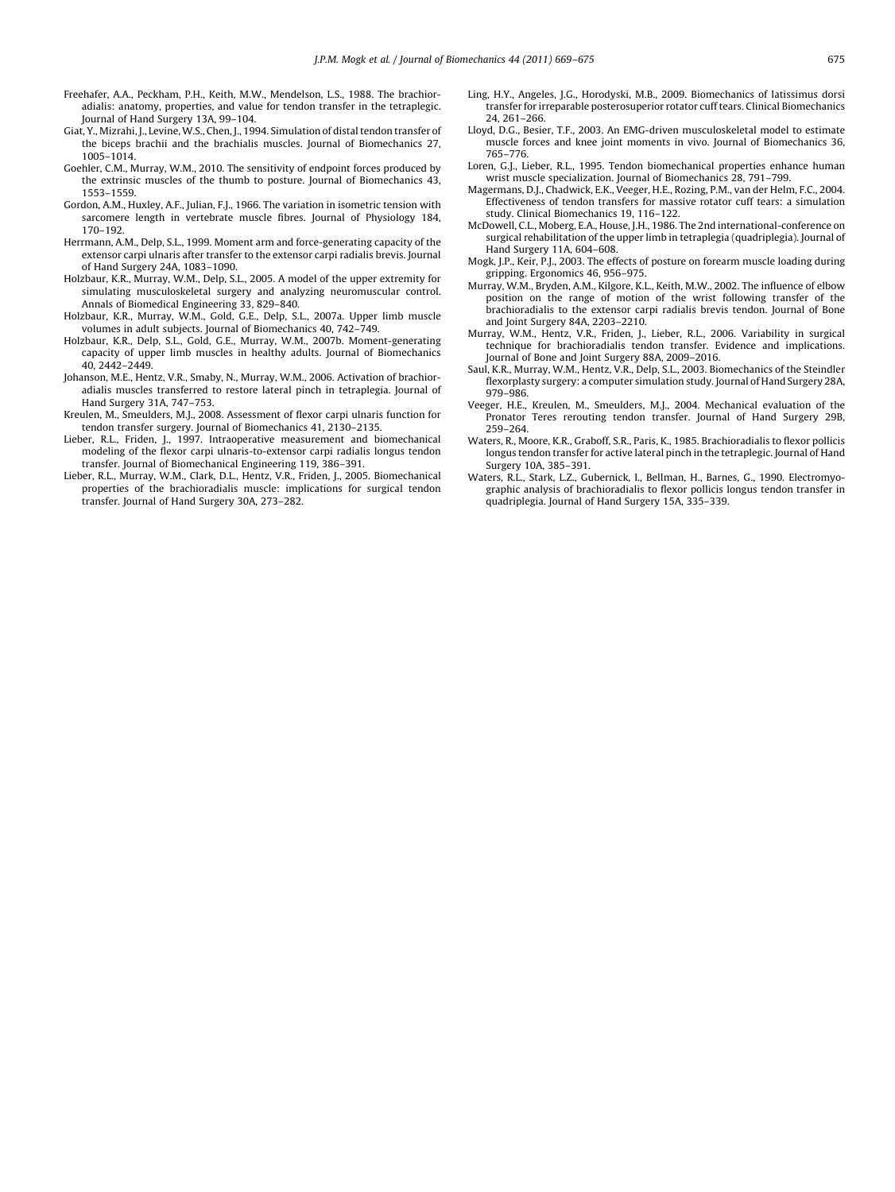Freehafer, A.A., Peckham, P.H., Keith, M.W., Mendelson, L.S., 1988. The brachioradialis: anatomy, properties, and value for tendon transfer in the tetraplegic. Journal of Hand Surgery 13A, 99–104.

Giat, Y., Mizrahi, J., Levine, W.S., Chen, J., 1994. Simulation of distal tendon transfer of the biceps brachii and the brachialis muscles. Journal of Biomechanics 27, 1005–1014.

Goehler, C.M., Murray, W.M., 2010. The sensitivity of endpoint forces produced by the extrinsic muscles of the thumb to posture. Journal of Biomechanics 43, 1553–1559.

Gordon, A.M., Huxley, A.F., Julian, F.J., 1966. The variation in isometric tension with sarcomere length in vertebrate muscle fibres. Journal of Physiology 184, 170–192.

Herrmann, A.M., Delp, S.L., 1999. Moment arm and force-generating capacity of the extensor carpi ulnaris after transfer to the extensor carpi radialis brevis. Journal of Hand Surgery 24A, 1083–1090.

Holzbaur, K.R., Murray, W.M., Delp, S.L., 2005. A model of the upper extremity for simulating musculoskeletal surgery and analyzing neuromuscular control. Annals of Biomedical Engineering 33, 829–840.

Holzbaur, K.R., Murray, W.M., Gold, G.E., Delp, S.L., 2007a. Upper limb muscle volumes in adult subjects. Journal of Biomechanics 40, 742–749.

Holzbaur, K.R., Delp, S.L., Gold, G.E., Murray, W.M., 2007b. Moment-generating capacity of upper limb muscles in healthy adults. Journal of Biomechanics 40, 2442–2449.

Johanson, M.E., Hentz, V.R., Smaby, N., Murray, W.M., 2006. Activation of brachioradialis muscles transferred to restore lateral pinch in tetraplegia. Journal of Hand Surgery 31A, 747–753.

Kreulen, M., Smeulders, M.J., 2008. Assessment of flexor carpi ulnaris function for tendon transfer surgery. Journal of Biomechanics 41, 2130–2135.

Lieber, R.L., Friden, J., 1997. Intraoperative measurement and biomechanical modeling of the flexor carpi ulnaris-to-extensor carpi radialis longus tendon transfer. Journal of Biomechanical Engineering 119, 386–391.

Lieber, R.L., Murray, W.M., Clark, D.L., Hentz, V.R., Friden, J., 2005. Biomechanical properties of the brachioradialis muscle: implications for surgical tendon transfer. Journal of Hand Surgery 30A, 273–282.

Ling, H.Y., Angeles, J.G., Horodyski, M.B., 2009. Biomechanics of latissimus dorsi transfer for irreparable posterosuperior rotator cuff tears. Clinical Biomechanics 24, 261–266.

Lloyd, D.G., Besier, T.F., 2003. An EMG-driven musculoskeletal model to estimate muscle forces and knee joint moments in vivo. Journal of Biomechanics 36, 765–776.

Loren, G.J., Lieber, R.L., 1995. Tendon biomechanical properties enhance human wrist muscle specialization. Journal of Biomechanics 28, 791–799.

Magermans, D.J., Chadwick, E.K., Veeger, H.E., Rozing, P.M., van der Helm, F.C., 2004. Effectiveness of tendon transfers for massive rotator cuff tears: a simulation study. Clinical Biomechanics 19, 116–122.

McDowell, C.L., Moberg, E.A., House, J.H., 1986. The 2nd international-conference on surgical rehabilitation of the upper limb in tetraplegia (quadriplegia). Journal of Hand Surgery 11A, 604–608.

Mogk, J.P., Keir, P.J., 2003. The effects of posture on forearm muscle loading during gripping. Ergonomics 46, 956–975.

Murray, W.M., Bryden, A.M., Kilgore, K.L., Keith, M.W., 2002. The influence of elbow position on the range of motion of the wrist following transfer of the brachioradialis to the extensor carpi radialis brevis tendon. Journal of Bone and Joint Surgery 84A, 2203–2210.

Murray, W.M., Hentz, V.R., Friden, J., Lieber, R.L., 2006. Variability in surgical technique for brachioradialis tendon transfer. Evidence and implications. Journal of Bone and Joint Surgery 88A, 2009–2016.

Saul, K.R., Murray, W.M., Hentz, V.R., Delp, S.L., 2003. Biomechanics of the Steindler flexorplasty surgery: a computer simulation study. Journal of Hand Surgery 28A, 979–986.

Veeger, H.E., Kreulen, M., Smeulders, M.J., 2004. Mechanical evaluation of the Pronator Teres rerouting tendon transfer. Journal of Hand Surgery 29B, 259–264.

Waters, R., Moore, K.R., Graboff, S.R., Paris, K., 1985. Brachioradialis to flexor pollicis longus tendon transfer for active lateral pinch in the tetraplegic. Journal of Hand Surgery 10A, 385–391.

Waters, R.L., Stark, L.Z., Gubernick, I., Bellman, H., Barnes, G., 1990. Electromyographic analysis of brachioradialis to flexor pollicis longus tendon transfer in quadriplegia. Journal of Hand Surgery 15A, 335–339.